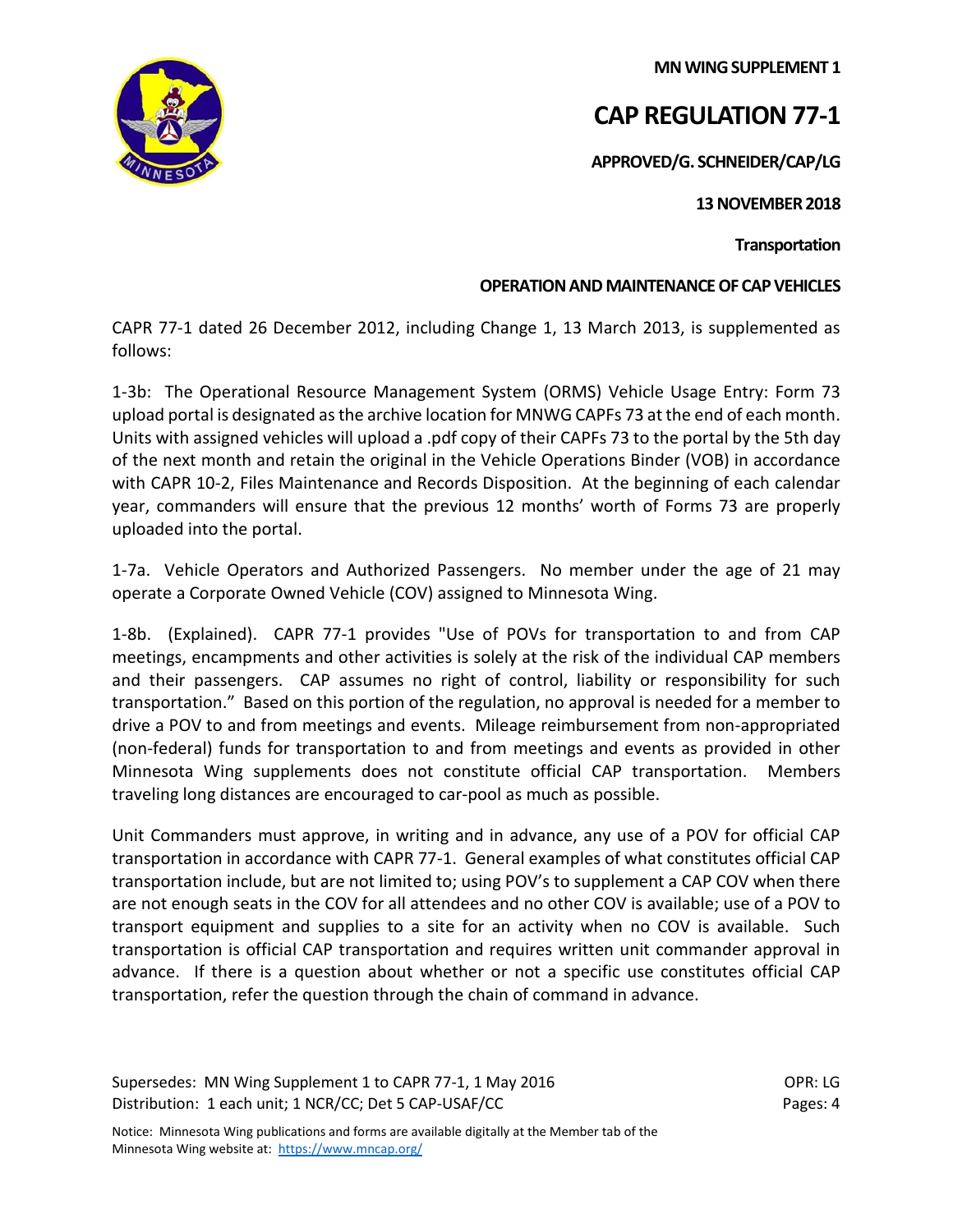**MN WING SUPPLEMENT 1**

# CAP REGULATION 77-1

**APPROVED/G. SCHNEIDER/CAP/LG**

**13 NOVEMBER 2018**

**Transportation**

**OPERATION AND MAINTENANCE OF CAP VEHICLES**

CAPR 77-1 dated 26 December 2012, including Change 1, 13 March 2013, is supplemented as follows:

1-3b: The Operational Resource Management System (ORMS) Vehicle Usage Entry: Form 73 upload portal is designated as the archive location for MNWG CAPFs 73 at the end of each month. Units with assigned vehicles will upload a .pdf copy of their CAPFs 73 to the portal by the 5th day of the next month and retain the original in the Vehicle Operations Binder (VOB) in accordance with CAPR 10-2, Files Maintenance and Records Disposition. At the beginning of each calendar year, commanders will ensure that the previous 12 months' worth of Forms 73 are properly uploaded into the portal.

1-7a. Vehicle Operators and Authorized Passengers. No member under the age of 21 may operate a Corporate Owned Vehicle (COV) assigned to Minnesota Wing.

1-8b. (Explained). CAPR 77-1 provides "Use of POVs for transportation to and from CAP meetings, encampments and other activities is solely at the risk of the individual CAP members and their passengers. CAP assumes no right of control, liability or responsibility for such transportation." Based on this portion of the regulation, no approval is needed for a member to drive a POV to and from meetings and events. Mileage reimbursement from non-appropriated (non-federal) funds for transportation to and from meetings and events as provided in other Minnesota Wing supplements does not constitute official CAP transportation. Members traveling long distances are encouraged to car-pool as much as possible.

Unit Commanders must approve, in writing and in advance, any use of a POV for official CAP transportation in accordance with CAPR 77-1. General examples of what constitutes official CAP transportation include, but are not limited to; using POV's to supplement a CAP COV when there are not enough seats in the COV for all attendees and no other COV is available; use of a POV to transport equipment and supplies to a site for an activity when no COV is available. Such transportation is official CAP transportation and requires written unit commander approval in advance. If there is a question about whether or not a specific use constitutes official CAP transportation, refer the question through the chain of command in advance.

Supersedes: MN Wing Supplement 1 to CAPR 77-1, 1 May 2016
Distribution: 1 each unit; 1 NCR/CC; Det 5 CAP-USAF/CC

OPR: LG
Pages: 4

Notice: Minnesota Wing publications and forms are available digitally at the Member tab of the Minnesota Wing website at: https://www.mncap.org/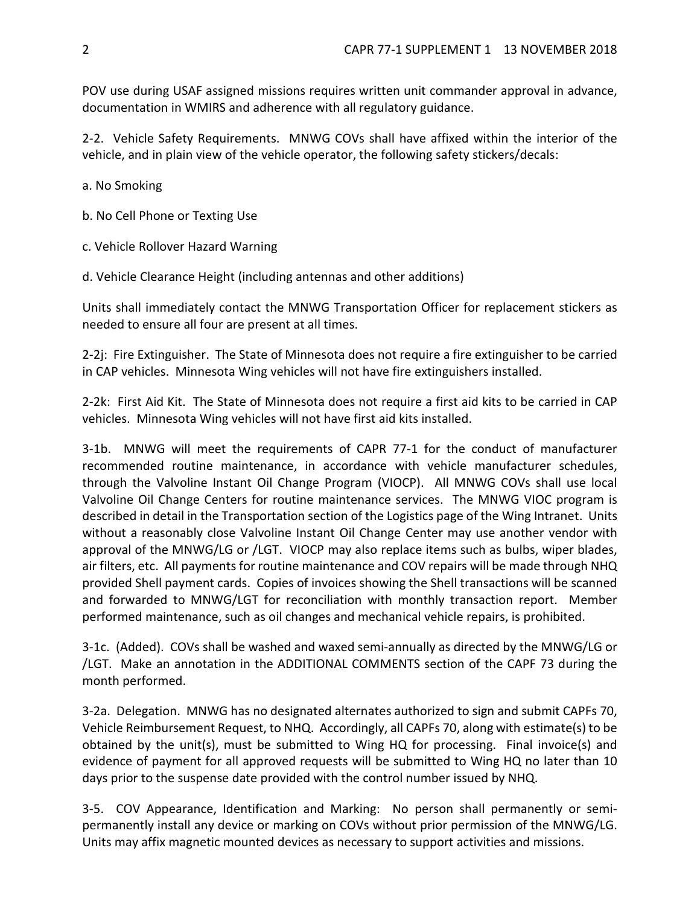POV use during USAF assigned missions requires written unit commander approval in advance, documentation in WMIRS and adherence with all regulatory guidance.

2-2. Vehicle Safety Requirements. MNWG COVs shall have affixed within the interior of the vehicle, and in plain view of the vehicle operator, the following safety stickers/decals:

a. No Smoking

b. No Cell Phone or Texting Use

c. Vehicle Rollover Hazard Warning

d. Vehicle Clearance Height (including antennas and other additions)

Units shall immediately contact the MNWG Transportation Officer for replacement stickers as needed to ensure all four are present at all times.

2-2j: Fire Extinguisher. The State of Minnesota does not require a fire extinguisher to be carried in CAP vehicles. Minnesota Wing vehicles will not have fire extinguishers installed.

2-2k: First Aid Kit. The State of Minnesota does not require a first aid kits to be carried in CAP vehicles. Minnesota Wing vehicles will not have first aid kits installed.

3-1b. MNWG will meet the requirements of CAPR 77-1 for the conduct of manufacturer recommended routine maintenance, in accordance with vehicle manufacturer schedules, through the Valvoline Instant Oil Change Program (VIOCP). All MNWG COVs shall use local Valvoline Oil Change Centers for routine maintenance services. The MNWG VIOC program is described in detail in the Transportation section of the Logistics page of the Wing Intranet. Units without a reasonably close Valvoline Instant Oil Change Center may use another vendor with approval of the MNWG/LG or /LGT. VIOCP may also replace items such as bulbs, wiper blades, air filters, etc. All payments for routine maintenance and COV repairs will be made through NHQ provided Shell payment cards. Copies of invoices showing the Shell transactions will be scanned and forwarded to MNWG/LGT for reconciliation with monthly transaction report. Member performed maintenance, such as oil changes and mechanical vehicle repairs, is prohibited.

3-1c. (Added). COVs shall be washed and waxed semi-annually as directed by the MNWG/LG or /LGT. Make an annotation in the ADDITIONAL COMMENTS section of the CAPF 73 during the month performed.

3-2a. Delegation. MNWG has no designated alternates authorized to sign and submit CAPFs 70, Vehicle Reimbursement Request, to NHQ. Accordingly, all CAPFs 70, along with estimate(s) to be obtained by the unit(s), must be submitted to Wing HQ for processing. Final invoice(s) and evidence of payment for all approved requests will be submitted to Wing HQ no later than 10 days prior to the suspense date provided with the control number issued by NHQ.

3-5. COV Appearance, Identification and Marking: No person shall permanently or semi-permanently install any device or marking on COVs without prior permission of the MNWG/LG. Units may affix magnetic mounted devices as necessary to support activities and missions.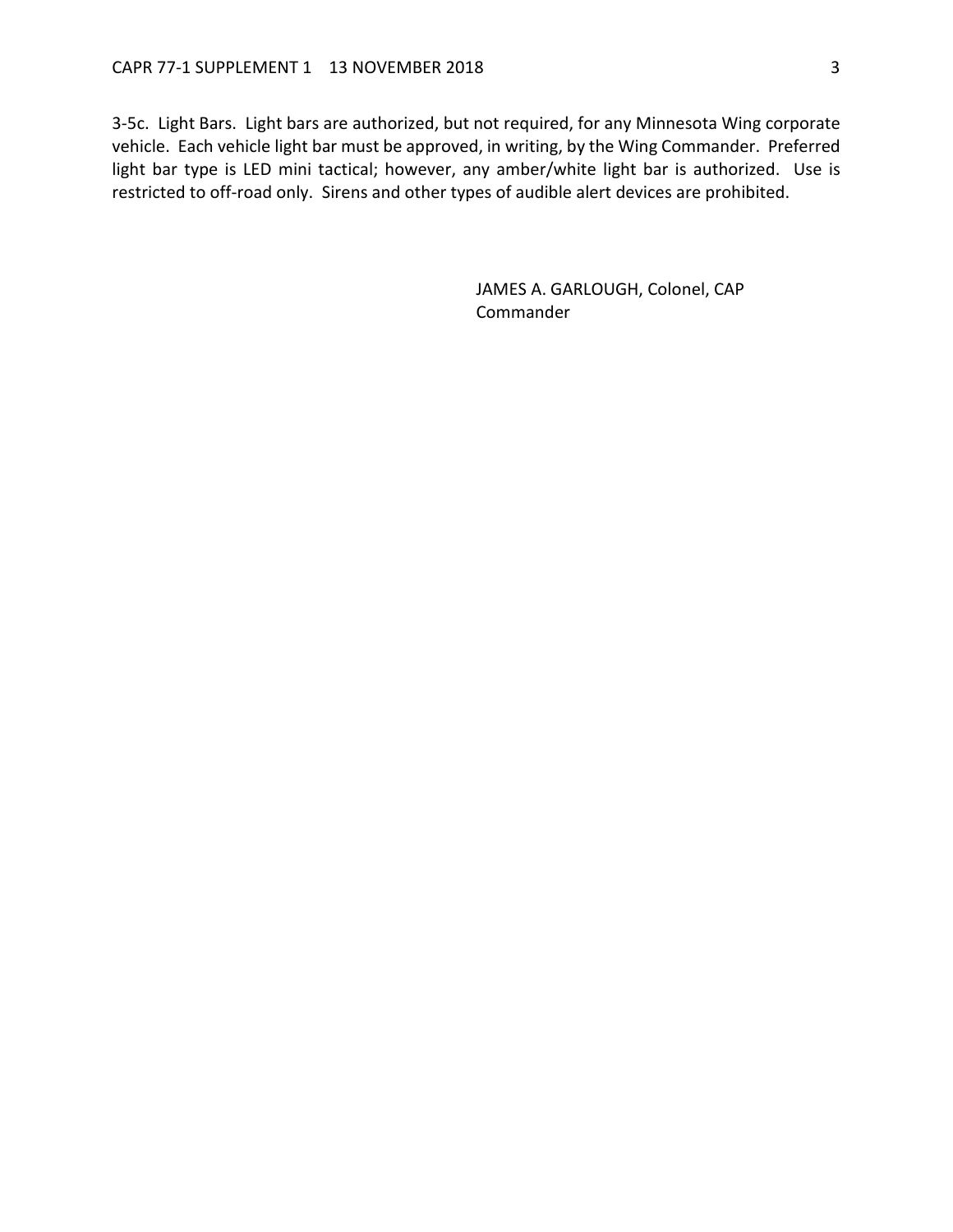3-5c. Light Bars. Light bars are authorized, but not required, for any Minnesota Wing corporate vehicle. Each vehicle light bar must be approved, in writing, by the Wing Commander. Preferred light bar type is LED mini tactical; however, any amber/white light bar is authorized. Use is restricted to off-road only. Sirens and other types of audible alert devices are prohibited.

JAMES A. GARLOUGH, Colonel, CAP
Commander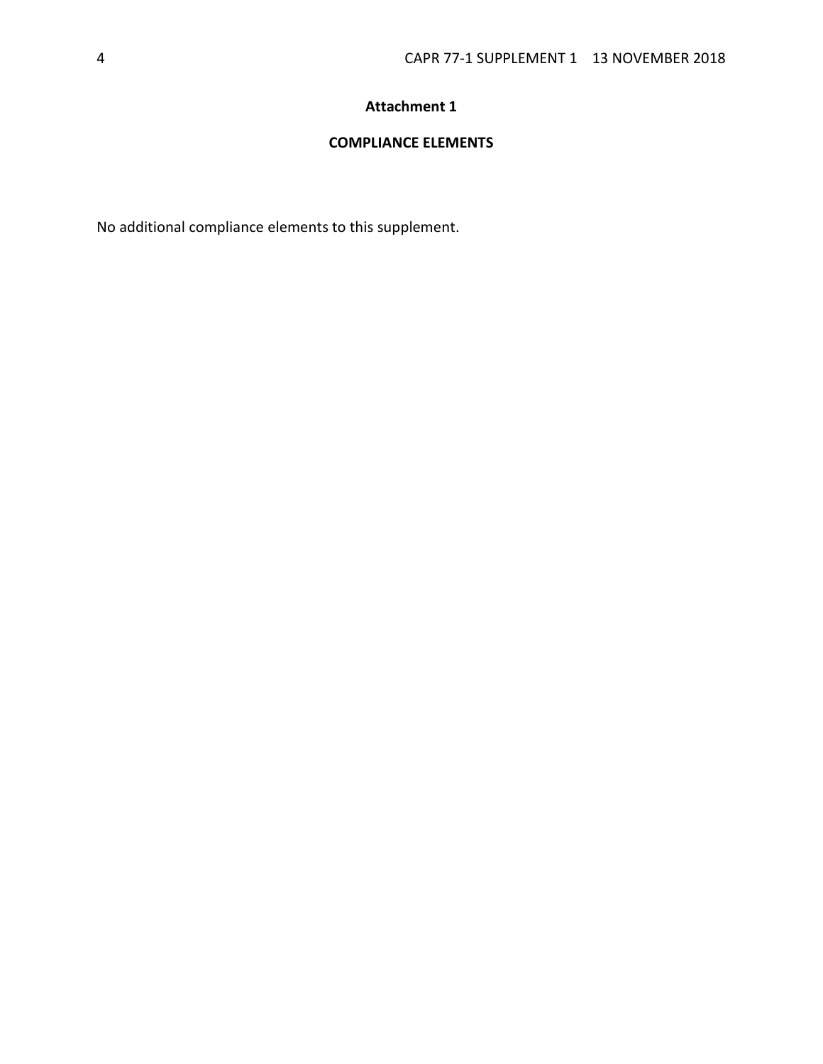# Attachment 1

## COMPLIANCE ELEMENTS

No additional compliance elements to this supplement.